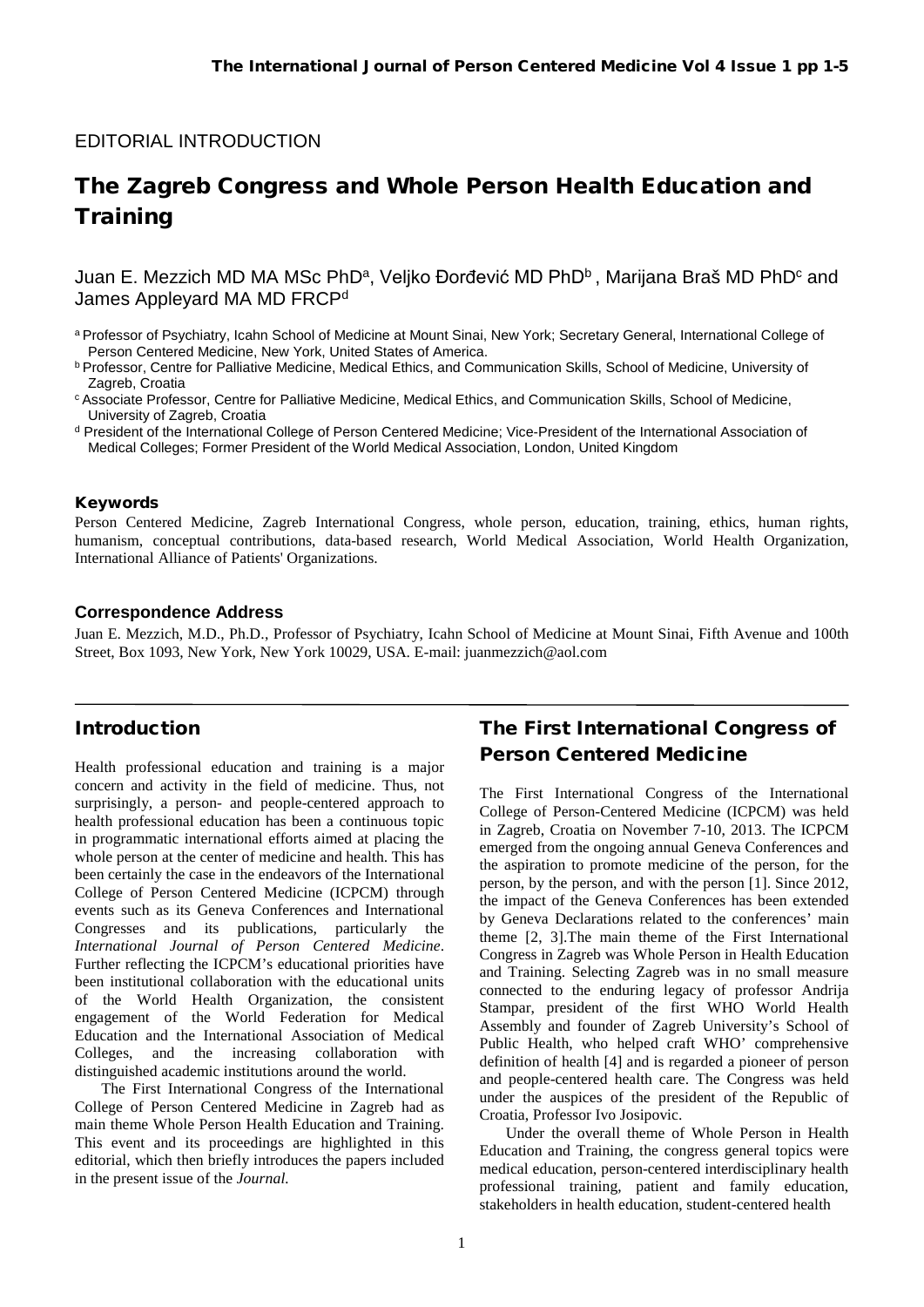EDITORIAL INTRODUCTION

# The Zagreb Congress and Whole Person Health Education and Training

Juan E. Mezzich MD MA MSc PhD[a], Veljko Đorđević MD PhD[b], Marijana Braš MD PhD[c] and James Appleyard MA MD FRCP[d]

[a] Professor of Psychiatry, Icahn School of Medicine at Mount Sinai, New York; Secretary General, International College of Person Centered Medicine, New York, United States of America.

[b] Professor, Centre for Palliative Medicine, Medical Ethics, and Communication Skills, School of Medicine, University of Zagreb, Croatia

[c] Associate Professor, Centre for Palliative Medicine, Medical Ethics, and Communication Skills, School of Medicine, University of Zagreb, Croatia

[d] President of the International College of Person Centered Medicine; Vice-President of the International Association of Medical Colleges; Former President of the World Medical Association, London, United Kingdom

#### Keywords

Person Centered Medicine, Zagreb International Congress, whole person, education, training, ethics, human rights, humanism, conceptual contributions, data-based research, World Medical Association, World Health Organization, International Alliance of Patients' Organizations.

#### Correspondence Address

Juan E. Mezzich, M.D., Ph.D., Professor of Psychiatry, Icahn School of Medicine at Mount Sinai, Fifth Avenue and 100th Street, Box 1093, New York, New York 10029, USA. E-mail: juanmezzich@aol.com

## Introduction

Health professional education and training is a major concern and activity in the field of medicine. Thus, not surprisingly, a person- and people-centered approach to health professional education has been a continuous topic in programmatic international efforts aimed at placing the whole person at the center of medicine and health. This has been certainly the case in the endeavors of the International College of Person Centered Medicine (ICPCM) through events such as its Geneva Conferences and International Congresses and its publications, particularly the *International Journal of Person Centered Medicine*. Further reflecting the ICPCM's educational priorities have been institutional collaboration with the educational units of the World Health Organization, the consistent engagement of the World Federation for Medical Education and the International Association of Medical Colleges, and the increasing collaboration with distinguished academic institutions around the world.

The First International Congress of the International College of Person Centered Medicine in Zagreb had as main theme Whole Person Health Education and Training. This event and its proceedings are highlighted in this editorial, which then briefly introduces the papers included in the present issue of the *Journal.*

## The First International Congress of Person Centered Medicine

The First International Congress of the International College of Person-Centered Medicine (ICPCM) was held in Zagreb, Croatia on November 7-10, 2013. The ICPCM emerged from the ongoing annual Geneva Conferences and the aspiration to promote medicine of the person, for the person, by the person, and with the person [1]. Since 2012, the impact of the Geneva Conferences has been extended by Geneva Declarations related to the conferences' main theme [2, 3].The main theme of the First International Congress in Zagreb was Whole Person in Health Education and Training. Selecting Zagreb was in no small measure connected to the enduring legacy of professor Andrija Stampar, president of the first WHO World Health Assembly and founder of Zagreb University's School of Public Health, who helped craft WHO' comprehensive definition of health [4] and is regarded a pioneer of person and people-centered health care. The Congress was held under the auspices of the president of the Republic of Croatia, Professor Ivo Josipovic.

Under the overall theme of Whole Person in Health Education and Training, the congress general topics were medical education, person-centered interdisciplinary health professional training, patient and family education, stakeholders in health education, student-centered health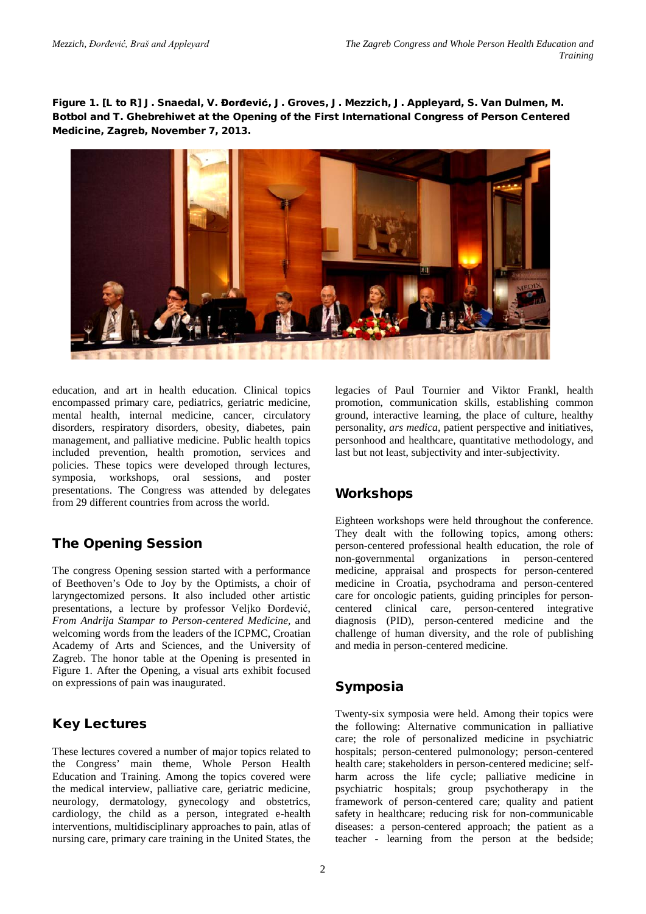**Figure 1. [L to R] J. Snaedal, V. Đorđević, J. Groves, J. Mezzich, J. Appleyard, S. Van Dulmen, M. Botbol and T. Ghebrehiwet at the Opening of the First International Congress of Person Centered Medicine, Zagreb, November 7, 2013.**

education, and art in health education. Clinical topics encompassed primary care, pediatrics, geriatric medicine, mental health, internal medicine, cancer, circulatory disorders, respiratory disorders, obesity, diabetes, pain management, and palliative medicine. Public health topics included prevention, health promotion, services and policies. These topics were developed through lectures, symposia, workshops, oral sessions, and poster presentations. The Congress was attended by delegates from 29 different countries from across the world.

## The Opening Session

The congress Opening session started with a performance of Beethoven's Ode to Joy by the Optimists, a choir of laryngectomized persons. It also included other artistic presentations, a lecture by professor Veljko Đorđević, *From Andrija Stampar to Person-centered Medicine*, and welcoming words from the leaders of the ICPMC, Croatian Academy of Arts and Sciences, and the University of Zagreb. The honor table at the Opening is presented in Figure 1. After the Opening, a visual arts exhibit focused on expressions of pain was inaugurated.

## Key Lectures

These lectures covered a number of major topics related to the Congress' main theme, Whole Person Health Education and Training. Among the topics covered were the medical interview, palliative care, geriatric medicine, neurology, dermatology, gynecology and obstetrics, cardiology, the child as a person, integrated e-health interventions, multidisciplinary approaches to pain, atlas of nursing care, primary care training in the United States, the legacies of Paul Tournier and Viktor Frankl, health promotion, communication skills, establishing common ground, interactive learning, the place of culture, healthy personality, *ars medica*, patient perspective and initiatives, personhood and healthcare, quantitative methodology, and last but not least, subjectivity and inter-subjectivity.

## Workshops

Eighteen workshops were held throughout the conference. They dealt with the following topics, among others: person-centered professional health education, the role of non-governmental organizations in person-centered medicine, appraisal and prospects for person-centered medicine in Croatia, psychodrama and person-centered care for oncologic patients, guiding principles for person-centered clinical care, person-centered integrative diagnosis (PID), person-centered medicine and the challenge of human diversity, and the role of publishing and media in person-centered medicine.

## Symposia

Twenty-six symposia were held. Among their topics were the following: Alternative communication in palliative care; the role of personalized medicine in psychiatric hospitals; person-centered pulmonology; person-centered health care; stakeholders in person-centered medicine; self-harm across the life cycle; palliative medicine in psychiatric hospitals; group psychotherapy in the framework of person-centered care; quality and patient safety in healthcare; reducing risk for non-communicable diseases: a person-centered approach; the patient as a teacher - learning from the person at the bedside;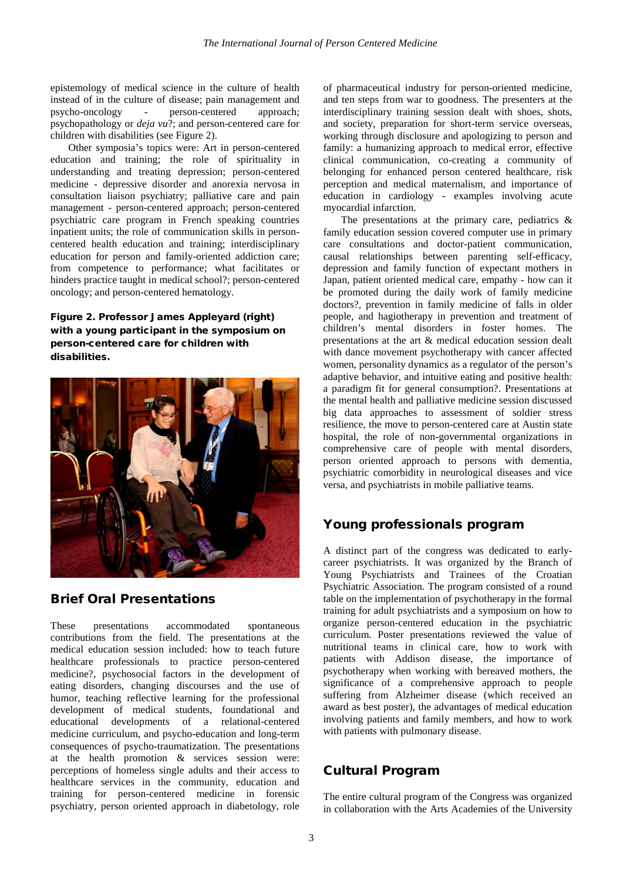epistemology of medical science in the culture of health instead of in the culture of disease; pain management and psycho-oncology - person-centered approach; psychopathology or *deja vu*?; and person-centered care for children with disabilities (see Figure 2).

Other symposia's topics were: Art in person-centered education and training; the role of spirituality in understanding and treating depression; person-centered medicine - depressive disorder and anorexia nervosa in consultation liaison psychiatry; palliative care and pain management - person-centered approach; person-centered psychiatric care program in French speaking countries inpatient units; the role of communication skills in person-centered health education and training; interdisciplinary education for person and family-oriented addiction care; from competence to performance; what facilitates or hinders practice taught in medical school?; person-centered oncology; and person-centered hematology.

**Figure 2. Professor James Appleyard (right) with a young participant in the symposium on person-centered care for children with disabilities.**

## Brief Oral Presentations

These presentations accommodated spontaneous contributions from the field. The presentations at the medical education session included: how to teach future healthcare professionals to practice person-centered medicine?, psychosocial factors in the development of eating disorders, changing discourses and the use of humor, teaching reflective learning for the professional development of medical students, foundational and educational developments of a relational-centered medicine curriculum, and psycho-education and long-term consequences of psycho-traumatization. The presentations at the health promotion & services session were: perceptions of homeless single adults and their access to healthcare services in the community, education and training for person-centered medicine in forensic psychiatry, person oriented approach in diabetology, role of pharmaceutical industry for person-oriented medicine, and ten steps from war to goodness. The presenters at the interdisciplinary training session dealt with shoes, shots, and society, preparation for short-term service overseas, working through disclosure and apologizing to person and family: a humanizing approach to medical error, effective clinical communication, co-creating a community of belonging for enhanced person centered healthcare, risk perception and medical maternalism, and importance of education in cardiology - examples involving acute myocardial infarction.

The presentations at the primary care, pediatrics & family education session covered computer use in primary care consultations and doctor-patient communication, causal relationships between parenting self-efficacy, depression and family function of expectant mothers in Japan, patient oriented medical care, empathy - how can it be promoted during the daily work of family medicine doctors?, prevention in family medicine of falls in older people, and hagiotherapy in prevention and treatment of children's mental disorders in foster homes. The presentations at the art & medical education session dealt with dance movement psychotherapy with cancer affected women, personality dynamics as a regulator of the person's adaptive behavior, and intuitive eating and positive health: a paradigm fit for general consumption?. Presentations at the mental health and palliative medicine session discussed big data approaches to assessment of soldier stress resilience, the move to person-centered care at Austin state hospital, the role of non-governmental organizations in comprehensive care of people with mental disorders, person oriented approach to persons with dementia, psychiatric comorbidity in neurological diseases and vice versa, and psychiatrists in mobile palliative teams.

## Young professionals program

A distinct part of the congress was dedicated to early-career psychiatrists. It was organized by the Branch of Young Psychiatrists and Trainees of the Croatian Psychiatric Association. The program consisted of a round table on the implementation of psychotherapy in the formal training for adult psychiatrists and a symposium on how to organize person-centered education in the psychiatric curriculum. Poster presentations reviewed the value of nutritional teams in clinical care, how to work with patients with Addison disease, the importance of psychotherapy when working with bereaved mothers, the significance of a comprehensive approach to people suffering from Alzheimer disease (which received an award as best poster), the advantages of medical education involving patients and family members, and how to work with patients with pulmonary disease.

## Cultural Program

The entire cultural program of the Congress was organized in collaboration with the Arts Academies of the University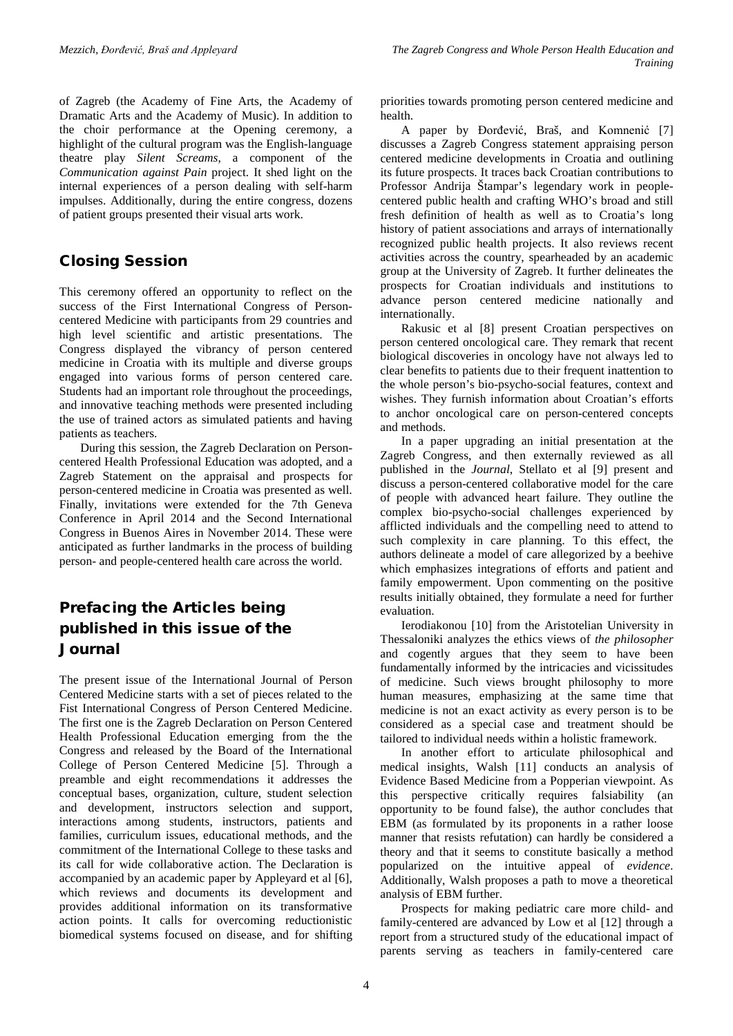of Zagreb (the Academy of Fine Arts, the Academy of Dramatic Arts and the Academy of Music). In addition to the choir performance at the Opening ceremony, a highlight of the cultural program was the English-language theatre play *Silent Screams*, a component of the *Communication against Pain* project. It shed light on the internal experiences of a person dealing with self-harm impulses. Additionally, during the entire congress, dozens of patient groups presented their visual arts work.

## Closing Session

This ceremony offered an opportunity to reflect on the success of the First International Congress of Person-centered Medicine with participants from 29 countries and high level scientific and artistic presentations. The Congress displayed the vibrancy of person centered medicine in Croatia with its multiple and diverse groups engaged into various forms of person centered care. Students had an important role throughout the proceedings, and innovative teaching methods were presented including the use of trained actors as simulated patients and having patients as teachers.

During this session, the Zagreb Declaration on Person-centered Health Professional Education was adopted, and a Zagreb Statement on the appraisal and prospects for person-centered medicine in Croatia was presented as well. Finally, invitations were extended for the 7th Geneva Conference in April 2014 and the Second International Congress in Buenos Aires in November 2014. These were anticipated as further landmarks in the process of building person- and people-centered health care across the world.

## Prefacing the Articles being published in this issue of the Journal

The present issue of the International Journal of Person Centered Medicine starts with a set of pieces related to the Fist International Congress of Person Centered Medicine. The first one is the Zagreb Declaration on Person Centered Health Professional Education emerging from the the Congress and released by the Board of the International College of Person Centered Medicine [5]. Through a preamble and eight recommendations it addresses the conceptual bases, organization, culture, student selection and development, instructors selection and support, interactions among students, instructors, patients and families, curriculum issues, educational methods, and the commitment of the International College to these tasks and its call for wide collaborative action. The Declaration is accompanied by an academic paper by Appleyard et al [6], which reviews and documents its development and provides additional information on its transformative action points. It calls for overcoming reductionistic biomedical systems focused on disease, and for shifting priorities towards promoting person centered medicine and health.

A paper by Đorđević, Braš, and Komnenić [7] discusses a Zagreb Congress statement appraising person centered medicine developments in Croatia and outlining its future prospects. It traces back Croatian contributions to Professor Andrija Štampar's legendary work in people-centered public health and crafting WHO's broad and still fresh definition of health as well as to Croatia's long history of patient associations and arrays of internationally recognized public health projects. It also reviews recent activities across the country, spearheaded by an academic group at the University of Zagreb. It further delineates the prospects for Croatian individuals and institutions to advance person centered medicine nationally and internationally.

Rakusic et al [8] present Croatian perspectives on person centered oncological care. They remark that recent biological discoveries in oncology have not always led to clear benefits to patients due to their frequent inattention to the whole person's bio-psycho-social features, context and wishes. They furnish information about Croatian's efforts to anchor oncological care on person-centered concepts and methods.

In a paper upgrading an initial presentation at the Zagreb Congress, and then externally reviewed as all published in the *Journal*, Stellato et al [9] present and discuss a person-centered collaborative model for the care of people with advanced heart failure. They outline the complex bio-psycho-social challenges experienced by afflicted individuals and the compelling need to attend to such complexity in care planning. To this effect, the authors delineate a model of care allegorized by a beehive which emphasizes integrations of efforts and patient and family empowerment. Upon commenting on the positive results initially obtained, they formulate a need for further evaluation.

Ierodiakonou [10] from the Aristotelian University in Thessaloniki analyzes the ethics views of *the philosopher* and cogently argues that they seem to have been fundamentally informed by the intricacies and vicissitudes of medicine. Such views brought philosophy to more human measures, emphasizing at the same time that medicine is not an exact activity as every person is to be considered as a special case and treatment should be tailored to individual needs within a holistic framework.

In another effort to articulate philosophical and medical insights, Walsh [11] conducts an analysis of Evidence Based Medicine from a Popperian viewpoint. As this perspective critically requires falsiability (an opportunity to be found false), the author concludes that EBM (as formulated by its proponents in a rather loose manner that resists refutation) can hardly be considered a theory and that it seems to constitute basically a method popularized on the intuitive appeal of *evidence*. Additionally, Walsh proposes a path to move a theoretical analysis of EBM further.

Prospects for making pediatric care more child- and family-centered are advanced by Low et al [12] through a report from a structured study of the educational impact of parents serving as teachers in family-centered care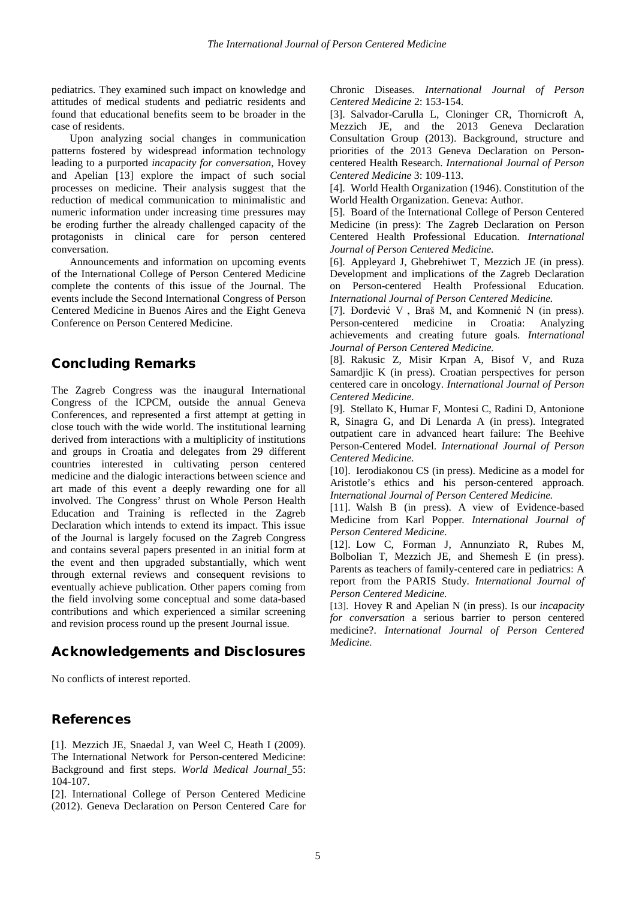pediatrics. They examined such impact on knowledge and attitudes of medical students and pediatric residents and found that educational benefits seem to be broader in the case of residents.

Upon analyzing social changes in communication patterns fostered by widespread information technology leading to a purported *incapacity for conversation,* Hovey and Apelian [13] explore the impact of such social processes on medicine. Their analysis suggest that the reduction of medical communication to minimalistic and numeric information under increasing time pressures may be eroding further the already challenged capacity of the protagonists in clinical care for person centered conversation.

Announcements and information on upcoming events of the International College of Person Centered Medicine complete the contents of this issue of the Journal. The events include the Second International Congress of Person Centered Medicine in Buenos Aires and the Eight Geneva Conference on Person Centered Medicine.

## Concluding Remarks

The Zagreb Congress was the inaugural International Congress of the ICPCM, outside the annual Geneva Conferences, and represented a first attempt at getting in close touch with the wide world. The institutional learning derived from interactions with a multiplicity of institutions and groups in Croatia and delegates from 29 different countries interested in cultivating person centered medicine and the dialogic interactions between science and art made of this event a deeply rewarding one for all involved. The Congress' thrust on Whole Person Health Education and Training is reflected in the Zagreb Declaration which intends to extend its impact. This issue of the Journal is largely focused on the Zagreb Congress and contains several papers presented in an initial form at the event and then upgraded substantially, which went through external reviews and consequent revisions to eventually achieve publication. Other papers coming from the field involving some conceptual and some data-based contributions and which experienced a similar screening and revision process round up the present Journal issue.

## Acknowledgements and Disclosures

No conflicts of interest reported.

## References

[1]. Mezzich JE, Snaedal J, van Weel C, Heath I (2009). The International Network for Person-centered Medicine: Background and first steps. *World Medical Journal* 55: 104-107.

[2]. International College of Person Centered Medicine (2012). Geneva Declaration on Person Centered Care for Chronic Diseases. *International Journal of Person Centered Medicine* 2: 153-154.

[3]. Salvador-Carulla L, Cloninger CR, Thornicroft A, Mezzich JE, and the 2013 Geneva Declaration Consultation Group (2013). Background, structure and priorities of the 2013 Geneva Declaration on Person-centered Health Research. *International Journal of Person Centered Medicine* 3: 109-113.

[4]. World Health Organization (1946). Constitution of the World Health Organization. Geneva: Author.

[5]. Board of the International College of Person Centered Medicine (in press): The Zagreb Declaration on Person Centered Health Professional Education. *International Journal of Person Centered Medicine.*

[6]. Appleyard J, Ghebrehiwet T, Mezzich JE (in press). Development and implications of the Zagreb Declaration on Person-centered Health Professional Education. *International Journal of Person Centered Medicine.*

[7]. Đorđević V , Braš M, and Komnenić N (in press). Person-centered medicine in Croatia: Analyzing achievements and creating future goals. *International Journal of Person Centered Medicine.*

[8]. Rakusic Z, Misir Krpan A, Bisof V, and Ruza Samardjic K (in press). Croatian perspectives for person centered care in oncology. *International Journal of Person Centered Medicine.*

[9]. Stellato K, Humar F, Montesi C, Radini D, Antonione R, Sinagra G, and Di Lenarda A (in press). Integrated outpatient care in advanced heart failure: The Beehive Person-Centered Model. *International Journal of Person Centered Medicine.*

[10]. Ierodiakonou CS (in press). Medicine as a model for Aristotle's ethics and his person-centered approach. *International Journal of Person Centered Medicine.*

[11]. Walsh B (in press). A view of Evidence-based Medicine from Karl Popper. *International Journal of Person Centered Medicine.*

[12]. Low C, Forman J, Annunziato R, Rubes M, Bolbolian T, Mezzich JE, and Shemesh E (in press). Parents as teachers of family-centered care in pediatrics: A report from the PARIS Study. *International Journal of Person Centered Medicine.*

[13]. Hovey R and Apelian N (in press). Is our *incapacity for conversation* a serious barrier to person centered medicine?. *International Journal of Person Centered Medicine.*